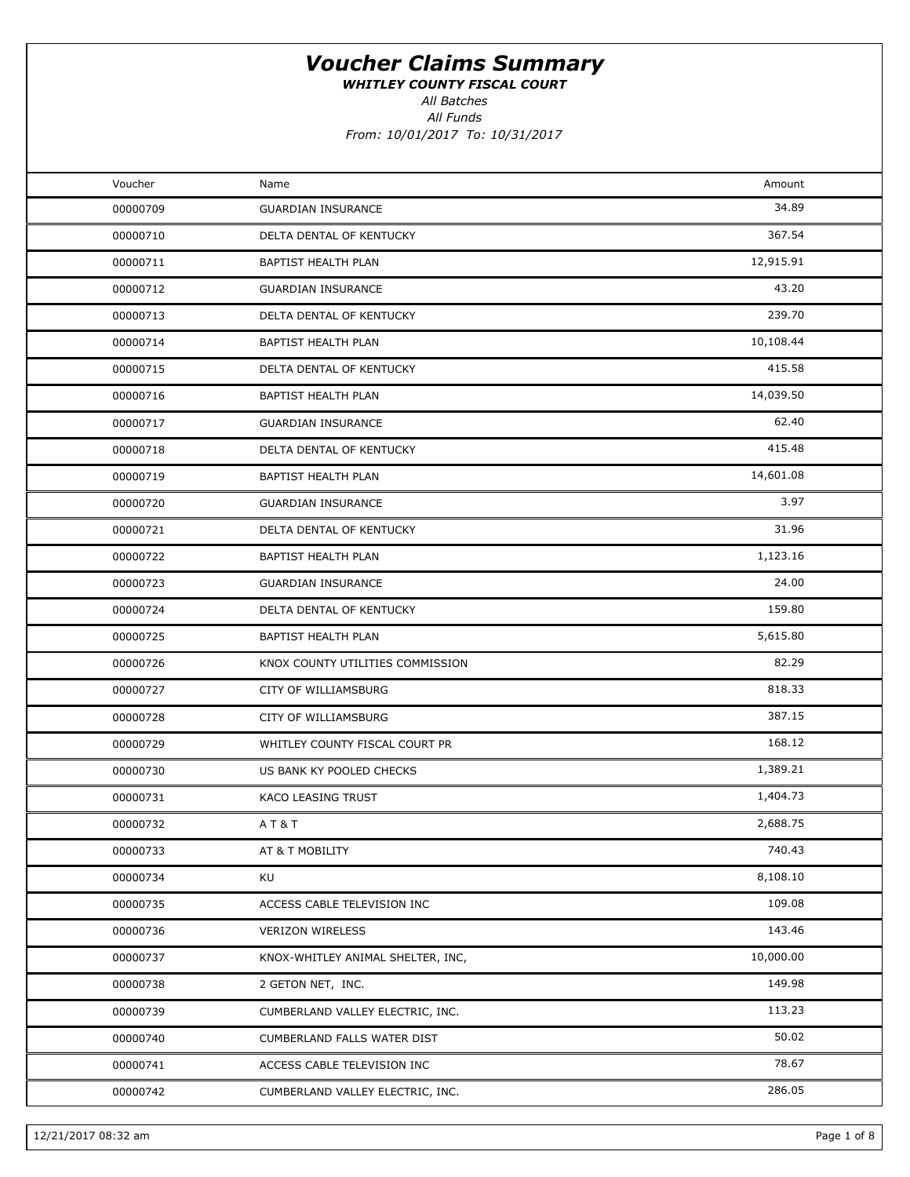# *Voucher Claims Summary*

***WHITLEY COUNTY FISCAL COURT***

*All Batches*

*All Funds*

*From: 10/01/2017 To: 10/31/2017*

| Voucher | Name | Amount |
|---|---|---|
| 00000709 | GUARDIAN INSURANCE | 34.89 |
| 00000710 | DELTA DENTAL OF KENTUCKY | 367.54 |
| 00000711 | BAPTIST HEALTH PLAN | 12,915.91 |
| 00000712 | GUARDIAN INSURANCE | 43.20 |
| 00000713 | DELTA DENTAL OF KENTUCKY | 239.70 |
| 00000714 | BAPTIST HEALTH PLAN | 10,108.44 |
| 00000715 | DELTA DENTAL OF KENTUCKY | 415.58 |
| 00000716 | BAPTIST HEALTH PLAN | 14,039.50 |
| 00000717 | GUARDIAN INSURANCE | 62.40 |
| 00000718 | DELTA DENTAL OF KENTUCKY | 415.48 |
| 00000719 | BAPTIST HEALTH PLAN | 14,601.08 |
| 00000720 | GUARDIAN INSURANCE | 3.97 |
| 00000721 | DELTA DENTAL OF KENTUCKY | 31.96 |
| 00000722 | BAPTIST HEALTH PLAN | 1,123.16 |
| 00000723 | GUARDIAN INSURANCE | 24.00 |
| 00000724 | DELTA DENTAL OF KENTUCKY | 159.80 |
| 00000725 | BAPTIST HEALTH PLAN | 5,615.80 |
| 00000726 | KNOX COUNTY UTILITIES COMMISSION | 82.29 |
| 00000727 | CITY OF WILLIAMSBURG | 818.33 |
| 00000728 | CITY OF WILLIAMSBURG | 387.15 |
| 00000729 | WHITLEY COUNTY FISCAL COURT PR | 168.12 |
| 00000730 | US BANK KY POOLED CHECKS | 1,389.21 |
| 00000731 | KACO LEASING TRUST | 1,404.73 |
| 00000732 | A T & T | 2,688.75 |
| 00000733 | AT & T MOBILITY | 740.43 |
| 00000734 | KU | 8,108.10 |
| 00000735 | ACCESS CABLE TELEVISION INC | 109.08 |
| 00000736 | VERIZON WIRELESS | 143.46 |
| 00000737 | KNOX-WHITLEY ANIMAL SHELTER, INC, | 10,000.00 |
| 00000738 | 2 GETON NET, INC. | 149.98 |
| 00000739 | CUMBERLAND VALLEY ELECTRIC, INC. | 113.23 |
| 00000740 | CUMBERLAND FALLS WATER DIST | 50.02 |
| 00000741 | ACCESS CABLE TELEVISION INC | 78.67 |
| 00000742 | CUMBERLAND VALLEY ELECTRIC, INC. | 286.05 |

12/21/2017 08:32 am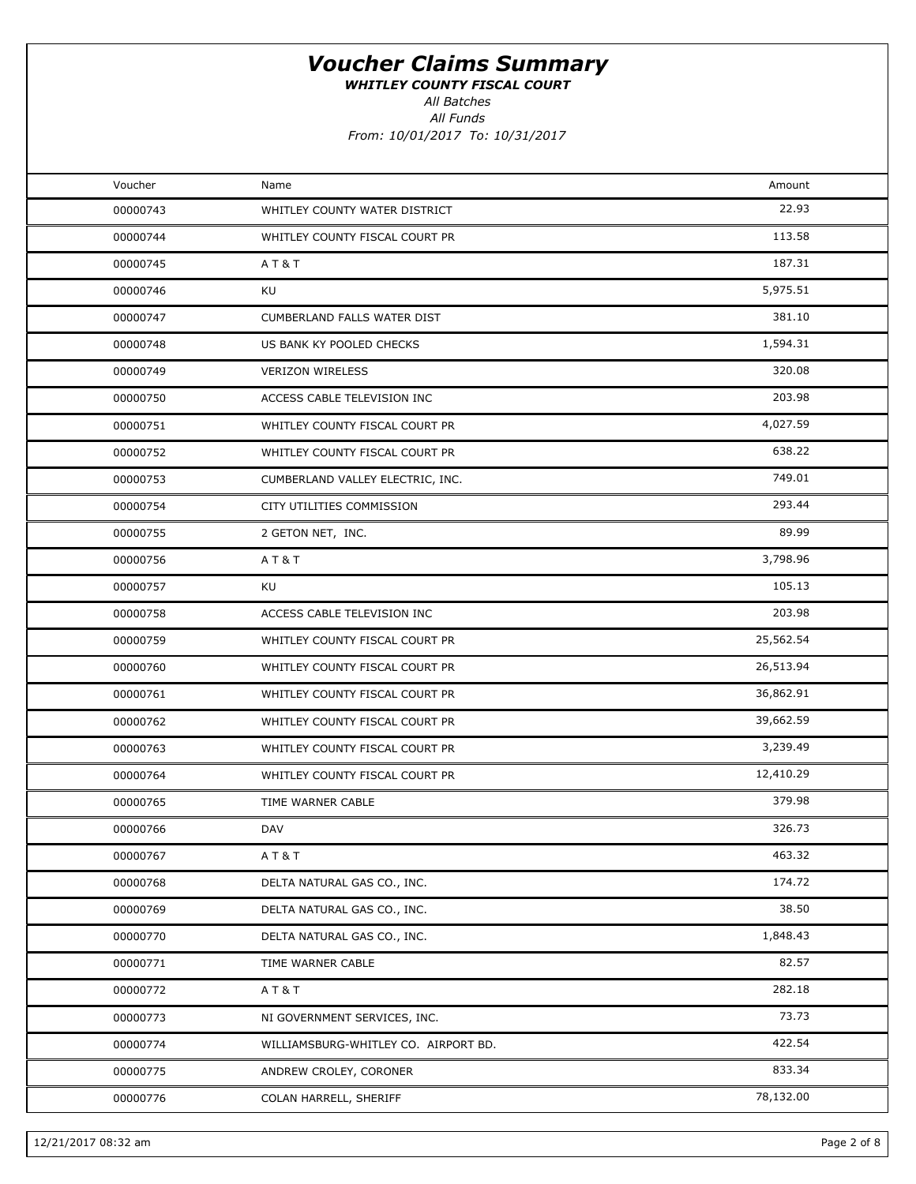# Voucher Claims Summary

***WHITLEY COUNTY FISCAL COURT***

*All Batches*

*All Funds*

*From: 10/01/2017 To: 10/31/2017*

| Voucher | Name | Amount |
|---|---|---|
| 00000743 | WHITLEY COUNTY WATER DISTRICT | 22.93 |
| 00000744 | WHITLEY COUNTY FISCAL COURT PR | 113.58 |
| 00000745 | A T & T | 187.31 |
| 00000746 | KU | 5,975.51 |
| 00000747 | CUMBERLAND FALLS WATER DIST | 381.10 |
| 00000748 | US BANK KY POOLED CHECKS | 1,594.31 |
| 00000749 | VERIZON WIRELESS | 320.08 |
| 00000750 | ACCESS CABLE TELEVISION INC | 203.98 |
| 00000751 | WHITLEY COUNTY FISCAL COURT PR | 4,027.59 |
| 00000752 | WHITLEY COUNTY FISCAL COURT PR | 638.22 |
| 00000753 | CUMBERLAND VALLEY ELECTRIC, INC. | 749.01 |
| 00000754 | CITY UTILITIES COMMISSION | 293.44 |
| 00000755 | 2 GETON NET, INC. | 89.99 |
| 00000756 | A T & T | 3,798.96 |
| 00000757 | KU | 105.13 |
| 00000758 | ACCESS CABLE TELEVISION INC | 203.98 |
| 00000759 | WHITLEY COUNTY FISCAL COURT PR | 25,562.54 |
| 00000760 | WHITLEY COUNTY FISCAL COURT PR | 26,513.94 |
| 00000761 | WHITLEY COUNTY FISCAL COURT PR | 36,862.91 |
| 00000762 | WHITLEY COUNTY FISCAL COURT PR | 39,662.59 |
| 00000763 | WHITLEY COUNTY FISCAL COURT PR | 3,239.49 |
| 00000764 | WHITLEY COUNTY FISCAL COURT PR | 12,410.29 |
| 00000765 | TIME WARNER CABLE | 379.98 |
| 00000766 | DAV | 326.73 |
| 00000767 | A T & T | 463.32 |
| 00000768 | DELTA NATURAL GAS CO., INC. | 174.72 |
| 00000769 | DELTA NATURAL GAS CO., INC. | 38.50 |
| 00000770 | DELTA NATURAL GAS CO., INC. | 1,848.43 |
| 00000771 | TIME WARNER CABLE | 82.57 |
| 00000772 | A T & T | 282.18 |
| 00000773 | NI GOVERNMENT SERVICES, INC. | 73.73 |
| 00000774 | WILLIAMSBURG-WHITLEY CO. AIRPORT BD. | 422.54 |
| 00000775 | ANDREW CROLEY, CORONER | 833.34 |
| 00000776 | COLAN HARRELL, SHERIFF | 78,132.00 |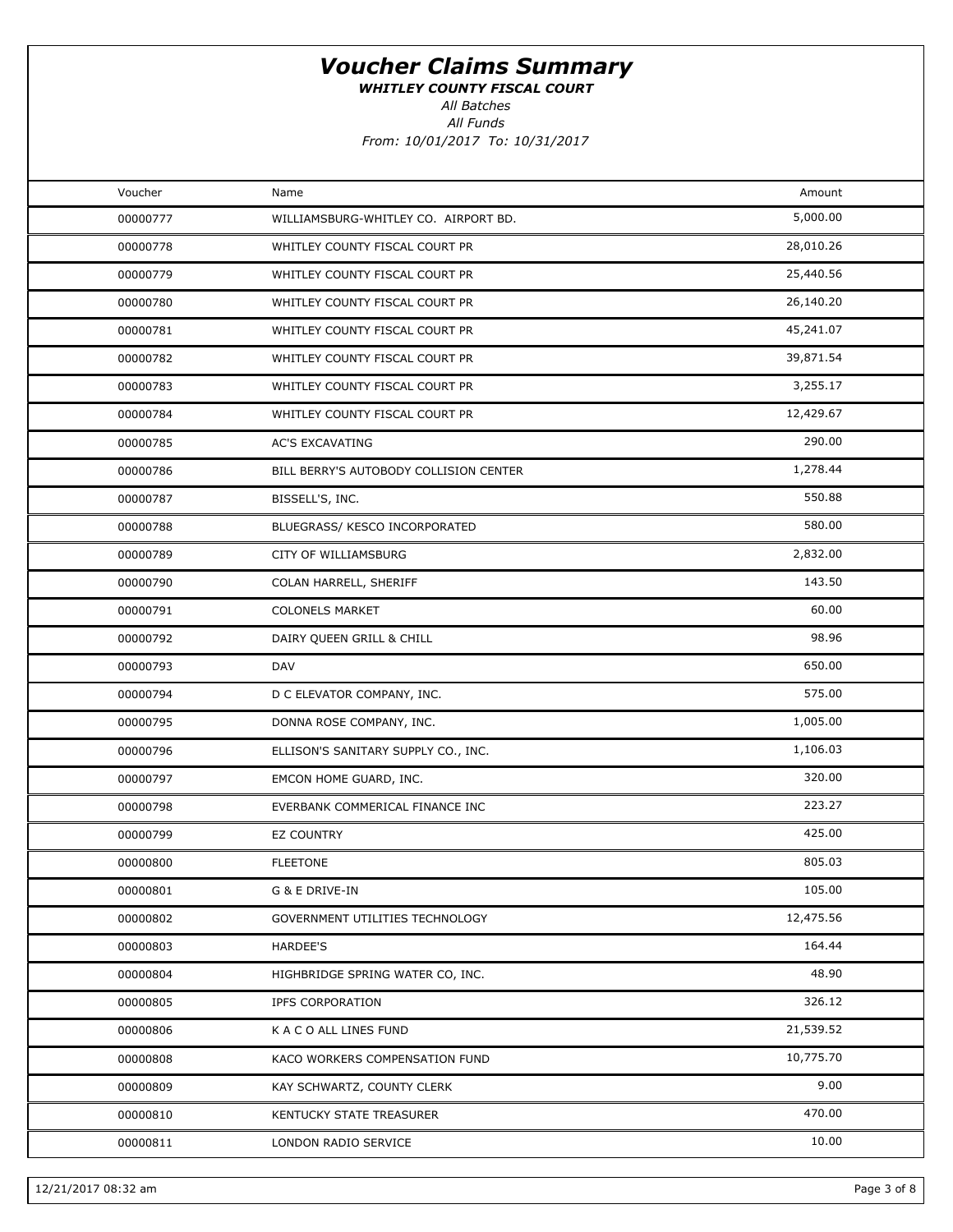# *Voucher Claims Summary*

***WHITLEY COUNTY FISCAL COURT***

*All Batches*

*All Funds*

*From: 10/01/2017 To: 10/31/2017*

| Voucher | Name | Amount |
|---|---|---|
| 00000777 | WILLIAMSBURG-WHITLEY CO. AIRPORT BD. | 5,000.00 |
| 00000778 | WHITLEY COUNTY FISCAL COURT PR | 28,010.26 |
| 00000779 | WHITLEY COUNTY FISCAL COURT PR | 25,440.56 |
| 00000780 | WHITLEY COUNTY FISCAL COURT PR | 26,140.20 |
| 00000781 | WHITLEY COUNTY FISCAL COURT PR | 45,241.07 |
| 00000782 | WHITLEY COUNTY FISCAL COURT PR | 39,871.54 |
| 00000783 | WHITLEY COUNTY FISCAL COURT PR | 3,255.17 |
| 00000784 | WHITLEY COUNTY FISCAL COURT PR | 12,429.67 |
| 00000785 | AC'S EXCAVATING | 290.00 |
| 00000786 | BILL BERRY'S AUTOBODY COLLISION CENTER | 1,278.44 |
| 00000787 | BISSELL'S, INC. | 550.88 |
| 00000788 | BLUEGRASS/ KESCO INCORPORATED | 580.00 |
| 00000789 | CITY OF WILLIAMSBURG | 2,832.00 |
| 00000790 | COLAN HARRELL, SHERIFF | 143.50 |
| 00000791 | COLONELS MARKET | 60.00 |
| 00000792 | DAIRY QUEEN GRILL & CHILL | 98.96 |
| 00000793 | DAV | 650.00 |
| 00000794 | D C ELEVATOR COMPANY, INC. | 575.00 |
| 00000795 | DONNA ROSE COMPANY, INC. | 1,005.00 |
| 00000796 | ELLISON'S SANITARY SUPPLY CO., INC. | 1,106.03 |
| 00000797 | EMCON HOME GUARD, INC. | 320.00 |
| 00000798 | EVERBANK COMMERICAL FINANCE INC | 223.27 |
| 00000799 | EZ COUNTRY | 425.00 |
| 00000800 | FLEETONE | 805.03 |
| 00000801 | G & E DRIVE-IN | 105.00 |
| 00000802 | GOVERNMENT UTILITIES TECHNOLOGY | 12,475.56 |
| 00000803 | HARDEE'S | 164.44 |
| 00000804 | HIGHBRIDGE SPRING WATER CO, INC. | 48.90 |
| 00000805 | IPFS CORPORATION | 326.12 |
| 00000806 | K A C O ALL LINES FUND | 21,539.52 |
| 00000808 | KACO WORKERS COMPENSATION FUND | 10,775.70 |
| 00000809 | KAY SCHWARTZ, COUNTY CLERK | 9.00 |
| 00000810 | KENTUCKY STATE TREASURER | 470.00 |
| 00000811 | LONDON RADIO SERVICE | 10.00 |

12/21/2017 08:32 am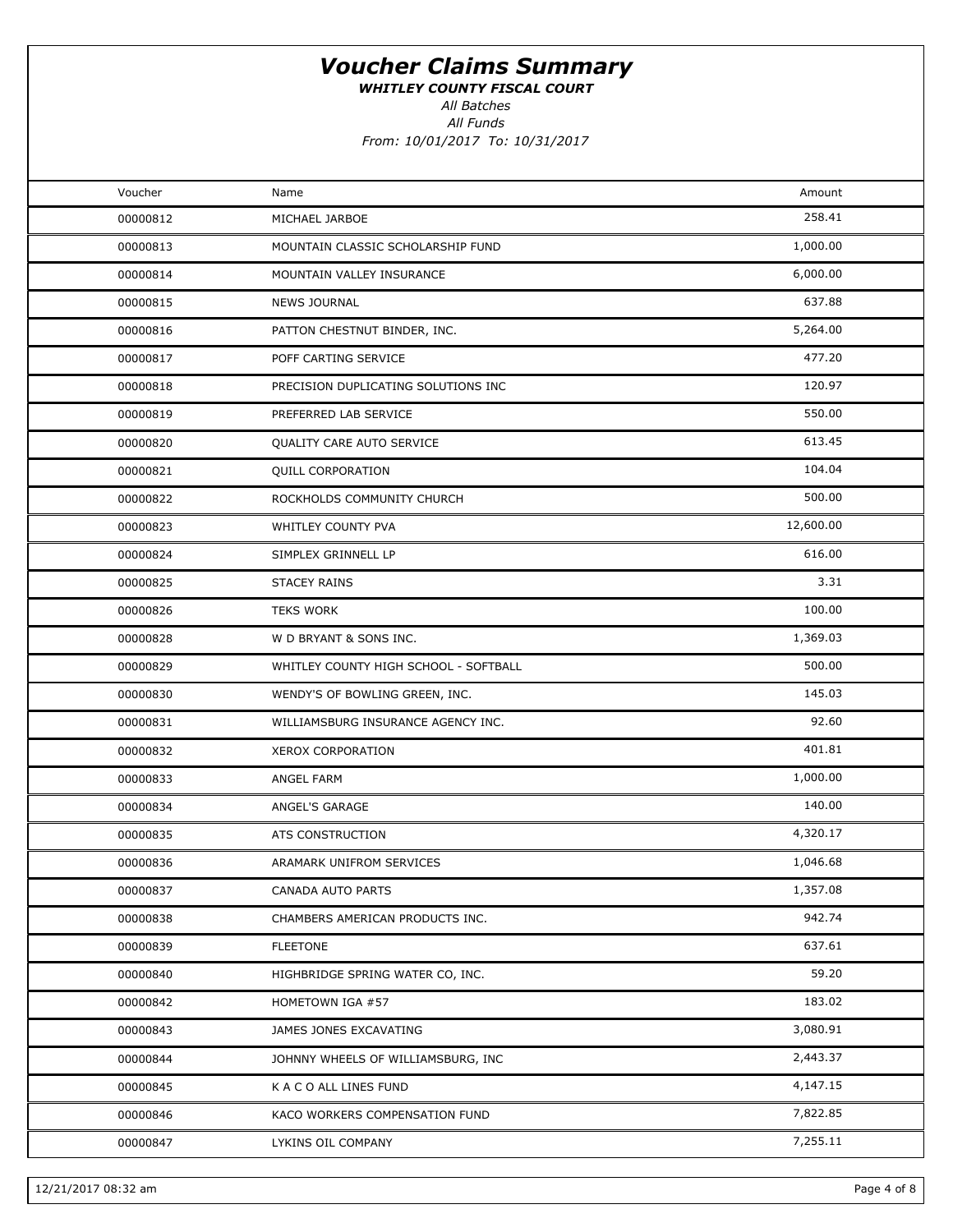# Voucher Claims Summary

***WHITLEY COUNTY FISCAL COURT***

*All Batches*

*All Funds*

*From: 10/01/2017 To: 10/31/2017*

| Voucher | Name | Amount |
|---|---|---|
| 00000812 | MICHAEL JARBOE | 258.41 |
| 00000813 | MOUNTAIN CLASSIC SCHOLARSHIP FUND | 1,000.00 |
| 00000814 | MOUNTAIN VALLEY INSURANCE | 6,000.00 |
| 00000815 | NEWS JOURNAL | 637.88 |
| 00000816 | PATTON CHESTNUT BINDER, INC. | 5,264.00 |
| 00000817 | POFF CARTING SERVICE | 477.20 |
| 00000818 | PRECISION DUPLICATING SOLUTIONS INC | 120.97 |
| 00000819 | PREFERRED LAB SERVICE | 550.00 |
| 00000820 | QUALITY CARE AUTO SERVICE | 613.45 |
| 00000821 | QUILL CORPORATION | 104.04 |
| 00000822 | ROCKHOLDS COMMUNITY CHURCH | 500.00 |
| 00000823 | WHITLEY COUNTY PVA | 12,600.00 |
| 00000824 | SIMPLEX GRINNELL LP | 616.00 |
| 00000825 | STACEY RAINS | 3.31 |
| 00000826 | TEKS WORK | 100.00 |
| 00000828 | W D BRYANT & SONS INC. | 1,369.03 |
| 00000829 | WHITLEY COUNTY HIGH SCHOOL - SOFTBALL | 500.00 |
| 00000830 | WENDY'S OF BOWLING GREEN, INC. | 145.03 |
| 00000831 | WILLIAMSBURG INSURANCE AGENCY INC. | 92.60 |
| 00000832 | XEROX CORPORATION | 401.81 |
| 00000833 | ANGEL FARM | 1,000.00 |
| 00000834 | ANGEL'S GARAGE | 140.00 |
| 00000835 | ATS CONSTRUCTION | 4,320.17 |
| 00000836 | ARAMARK UNIFROM SERVICES | 1,046.68 |
| 00000837 | CANADA AUTO PARTS | 1,357.08 |
| 00000838 | CHAMBERS AMERICAN PRODUCTS INC. | 942.74 |
| 00000839 | FLEETONE | 637.61 |
| 00000840 | HIGHBRIDGE SPRING WATER CO, INC. | 59.20 |
| 00000842 | HOMETOWN IGA #57 | 183.02 |
| 00000843 | JAMES JONES EXCAVATING | 3,080.91 |
| 00000844 | JOHNNY WHEELS OF WILLIAMSBURG, INC | 2,443.37 |
| 00000845 | K A C O ALL LINES FUND | 4,147.15 |
| 00000846 | KACO WORKERS COMPENSATION FUND | 7,822.85 |
| 00000847 | LYKINS OIL COMPANY | 7,255.11 |

12/21/2017 08:32 am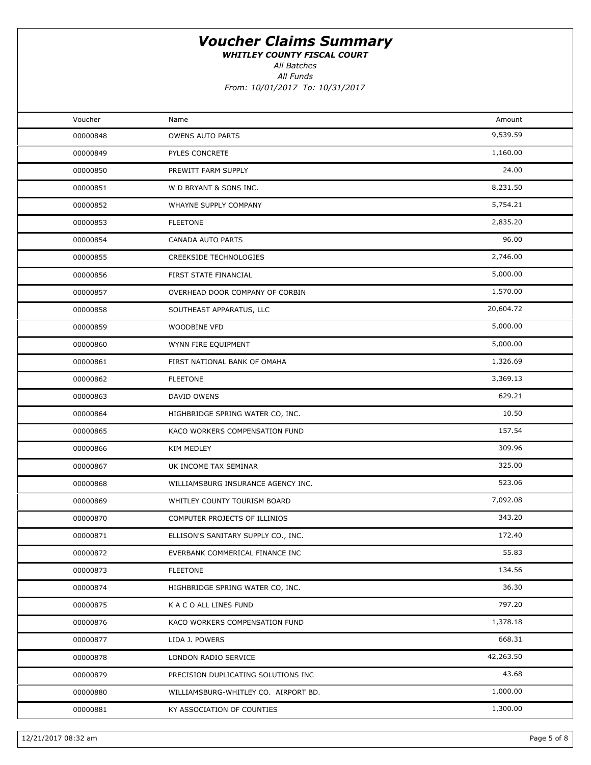# Voucher Claims Summary

***WHITLEY COUNTY FISCAL COURT***

*All Batches*

*All Funds*

*From: 10/01/2017 To: 10/31/2017*

| Voucher | Name | Amount |
|---|---|---|
| 00000848 | OWENS AUTO PARTS | 9,539.59 |
| 00000849 | PYLES CONCRETE | 1,160.00 |
| 00000850 | PREWITT FARM SUPPLY | 24.00 |
| 00000851 | W D BRYANT & SONS INC. | 8,231.50 |
| 00000852 | WHAYNE SUPPLY COMPANY | 5,754.21 |
| 00000853 | FLEETONE | 2,835.20 |
| 00000854 | CANADA AUTO PARTS | 96.00 |
| 00000855 | CREEKSIDE TECHNOLOGIES | 2,746.00 |
| 00000856 | FIRST STATE FINANCIAL | 5,000.00 |
| 00000857 | OVERHEAD DOOR COMPANY OF CORBIN | 1,570.00 |
| 00000858 | SOUTHEAST APPARATUS, LLC | 20,604.72 |
| 00000859 | WOODBINE VFD | 5,000.00 |
| 00000860 | WYNN FIRE EQUIPMENT | 5,000.00 |
| 00000861 | FIRST NATIONAL BANK OF OMAHA | 1,326.69 |
| 00000862 | FLEETONE | 3,369.13 |
| 00000863 | DAVID OWENS | 629.21 |
| 00000864 | HIGHBRIDGE SPRING WATER CO, INC. | 10.50 |
| 00000865 | KACO WORKERS COMPENSATION FUND | 157.54 |
| 00000866 | KIM MEDLEY | 309.96 |
| 00000867 | UK INCOME TAX SEMINAR | 325.00 |
| 00000868 | WILLIAMSBURG INSURANCE AGENCY INC. | 523.06 |
| 00000869 | WHITLEY COUNTY TOURISM BOARD | 7,092.08 |
| 00000870 | COMPUTER PROJECTS OF ILLINIOS | 343.20 |
| 00000871 | ELLISON'S SANITARY SUPPLY CO., INC. | 172.40 |
| 00000872 | EVERBANK COMMERICAL FINANCE INC | 55.83 |
| 00000873 | FLEETONE | 134.56 |
| 00000874 | HIGHBRIDGE SPRING WATER CO, INC. | 36.30 |
| 00000875 | K A C O ALL LINES FUND | 797.20 |
| 00000876 | KACO WORKERS COMPENSATION FUND | 1,378.18 |
| 00000877 | LIDA J. POWERS | 668.31 |
| 00000878 | LONDON RADIO SERVICE | 42,263.50 |
| 00000879 | PRECISION DUPLICATING SOLUTIONS INC | 43.68 |
| 00000880 | WILLIAMSBURG-WHITLEY CO. AIRPORT BD. | 1,000.00 |
| 00000881 | KY ASSOCIATION OF COUNTIES | 1,300.00 |

12/21/2017 08:32 am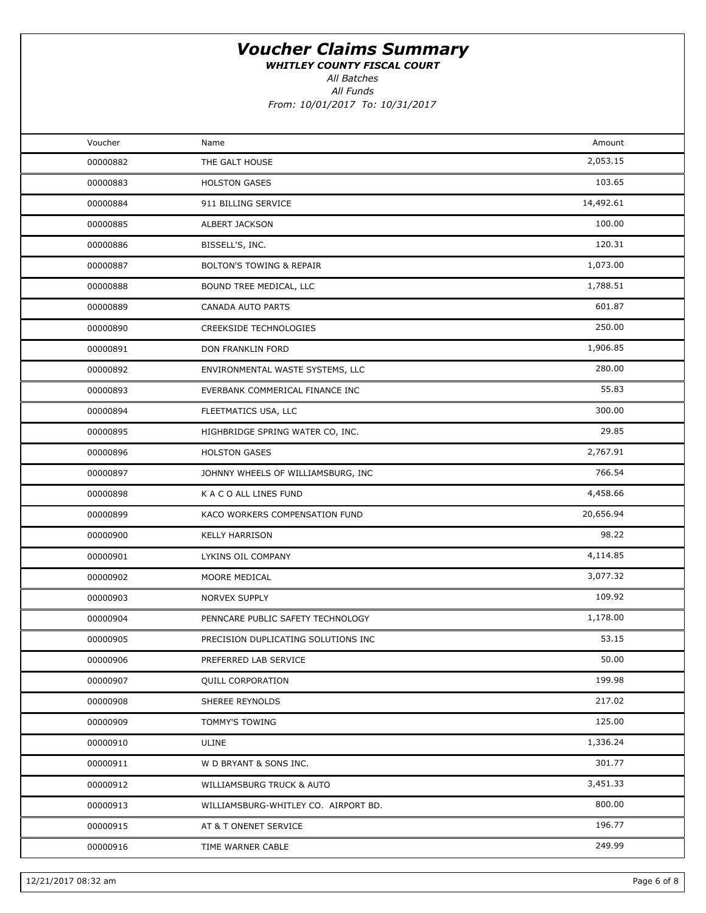# Voucher Claims Summary

***WHITLEY COUNTY FISCAL COURT***

*All Batches*

*All Funds*

*From: 10/01/2017 To: 10/31/2017*

| Voucher | Name | Amount |
|---|---|---|
| 00000882 | THE GALT HOUSE | 2,053.15 |
| 00000883 | HOLSTON GASES | 103.65 |
| 00000884 | 911 BILLING SERVICE | 14,492.61 |
| 00000885 | ALBERT JACKSON | 100.00 |
| 00000886 | BISSELL'S, INC. | 120.31 |
| 00000887 | BOLTON'S TOWING & REPAIR | 1,073.00 |
| 00000888 | BOUND TREE MEDICAL, LLC | 1,788.51 |
| 00000889 | CANADA AUTO PARTS | 601.87 |
| 00000890 | CREEKSIDE TECHNOLOGIES | 250.00 |
| 00000891 | DON FRANKLIN FORD | 1,906.85 |
| 00000892 | ENVIRONMENTAL WASTE SYSTEMS, LLC | 280.00 |
| 00000893 | EVERBANK COMMERICAL FINANCE INC | 55.83 |
| 00000894 | FLEETMATICS USA, LLC | 300.00 |
| 00000895 | HIGHBRIDGE SPRING WATER CO, INC. | 29.85 |
| 00000896 | HOLSTON GASES | 2,767.91 |
| 00000897 | JOHNNY WHEELS OF WILLIAMSBURG, INC | 766.54 |
| 00000898 | K A C O ALL LINES FUND | 4,458.66 |
| 00000899 | KACO WORKERS COMPENSATION FUND | 20,656.94 |
| 00000900 | KELLY HARRISON | 98.22 |
| 00000901 | LYKINS OIL COMPANY | 4,114.85 |
| 00000902 | MOORE MEDICAL | 3,077.32 |
| 00000903 | NORVEX SUPPLY | 109.92 |
| 00000904 | PENNCARE PUBLIC SAFETY TECHNOLOGY | 1,178.00 |
| 00000905 | PRECISION DUPLICATING SOLUTIONS INC | 53.15 |
| 00000906 | PREFERRED LAB SERVICE | 50.00 |
| 00000907 | QUILL CORPORATION | 199.98 |
| 00000908 | SHEREE REYNOLDS | 217.02 |
| 00000909 | TOMMY'S TOWING | 125.00 |
| 00000910 | ULINE | 1,336.24 |
| 00000911 | W D BRYANT & SONS INC. | 301.77 |
| 00000912 | WILLIAMSBURG TRUCK & AUTO | 3,451.33 |
| 00000913 | WILLIAMSBURG-WHITLEY CO. AIRPORT BD. | 800.00 |
| 00000915 | AT & T ONENET SERVICE | 196.77 |
| 00000916 | TIME WARNER CABLE | 249.99 |

12/21/2017 08:32 am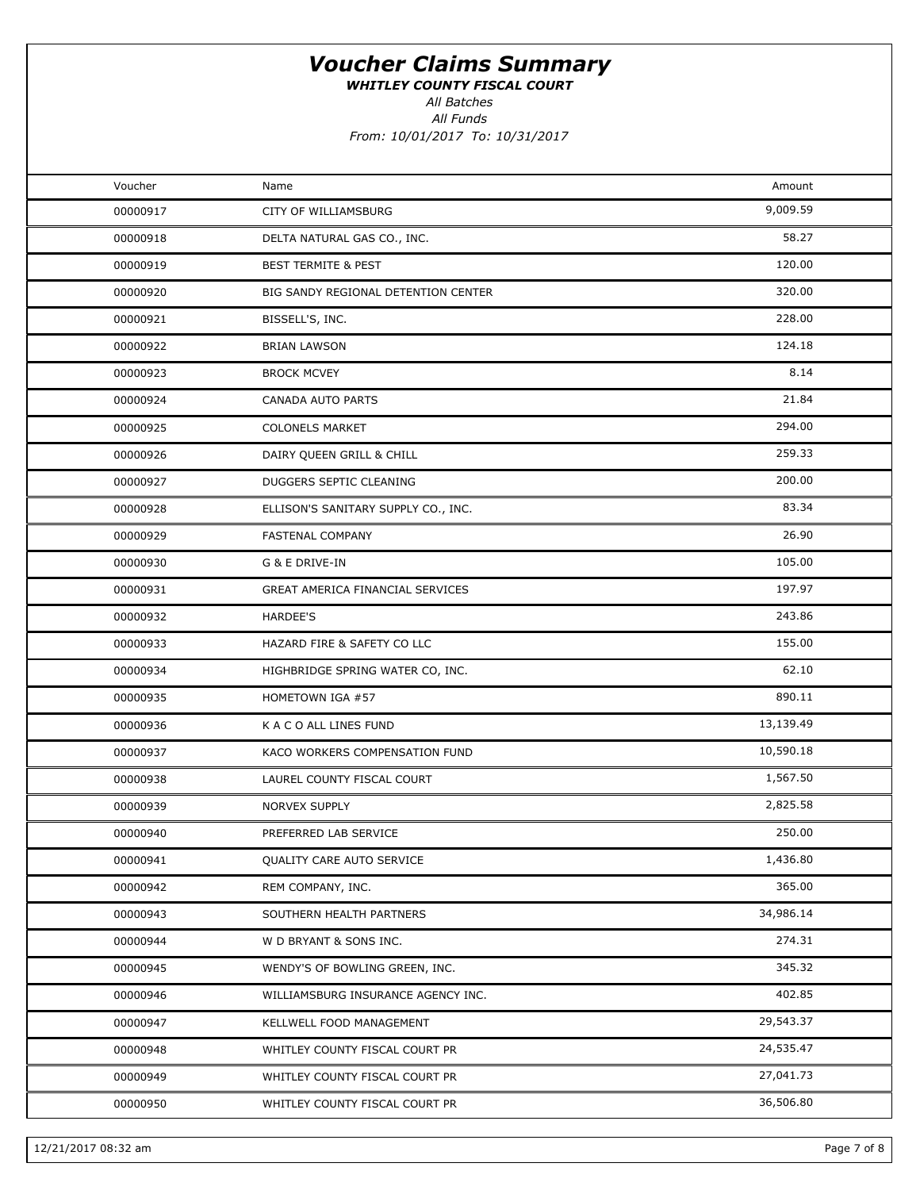# *Voucher Claims Summary*

***WHITLEY COUNTY FISCAL COURT***

*All Batches*

*All Funds*

*From: 10/01/2017 To: 10/31/2017*

| Voucher | Name | Amount |
|---|---|---|
| 00000917 | CITY OF WILLIAMSBURG | 9,009.59 |
| 00000918 | DELTA NATURAL GAS CO., INC. | 58.27 |
| 00000919 | BEST TERMITE & PEST | 120.00 |
| 00000920 | BIG SANDY REGIONAL DETENTION CENTER | 320.00 |
| 00000921 | BISSELL'S, INC. | 228.00 |
| 00000922 | BRIAN LAWSON | 124.18 |
| 00000923 | BROCK MCVEY | 8.14 |
| 00000924 | CANADA AUTO PARTS | 21.84 |
| 00000925 | COLONELS MARKET | 294.00 |
| 00000926 | DAIRY QUEEN GRILL & CHILL | 259.33 |
| 00000927 | DUGGERS SEPTIC CLEANING | 200.00 |
| 00000928 | ELLISON'S SANITARY SUPPLY CO., INC. | 83.34 |
| 00000929 | FASTENAL COMPANY | 26.90 |
| 00000930 | G & E DRIVE-IN | 105.00 |
| 00000931 | GREAT AMERICA FINANCIAL SERVICES | 197.97 |
| 00000932 | HARDEE'S | 243.86 |
| 00000933 | HAZARD FIRE & SAFETY CO LLC | 155.00 |
| 00000934 | HIGHBRIDGE SPRING WATER CO, INC. | 62.10 |
| 00000935 | HOMETOWN IGA #57 | 890.11 |
| 00000936 | K A C O ALL LINES FUND | 13,139.49 |
| 00000937 | KACO WORKERS COMPENSATION FUND | 10,590.18 |
| 00000938 | LAUREL COUNTY FISCAL COURT | 1,567.50 |
| 00000939 | NORVEX SUPPLY | 2,825.58 |
| 00000940 | PREFERRED LAB SERVICE | 250.00 |
| 00000941 | QUALITY CARE AUTO SERVICE | 1,436.80 |
| 00000942 | REM COMPANY, INC. | 365.00 |
| 00000943 | SOUTHERN HEALTH PARTNERS | 34,986.14 |
| 00000944 | W D BRYANT & SONS INC. | 274.31 |
| 00000945 | WENDY'S OF BOWLING GREEN, INC. | 345.32 |
| 00000946 | WILLIAMSBURG INSURANCE AGENCY INC. | 402.85 |
| 00000947 | KELLWELL FOOD MANAGEMENT | 29,543.37 |
| 00000948 | WHITLEY COUNTY FISCAL COURT PR | 24,535.47 |
| 00000949 | WHITLEY COUNTY FISCAL COURT PR | 27,041.73 |
| 00000950 | WHITLEY COUNTY FISCAL COURT PR | 36,506.80 |

12/21/2017 08:32 am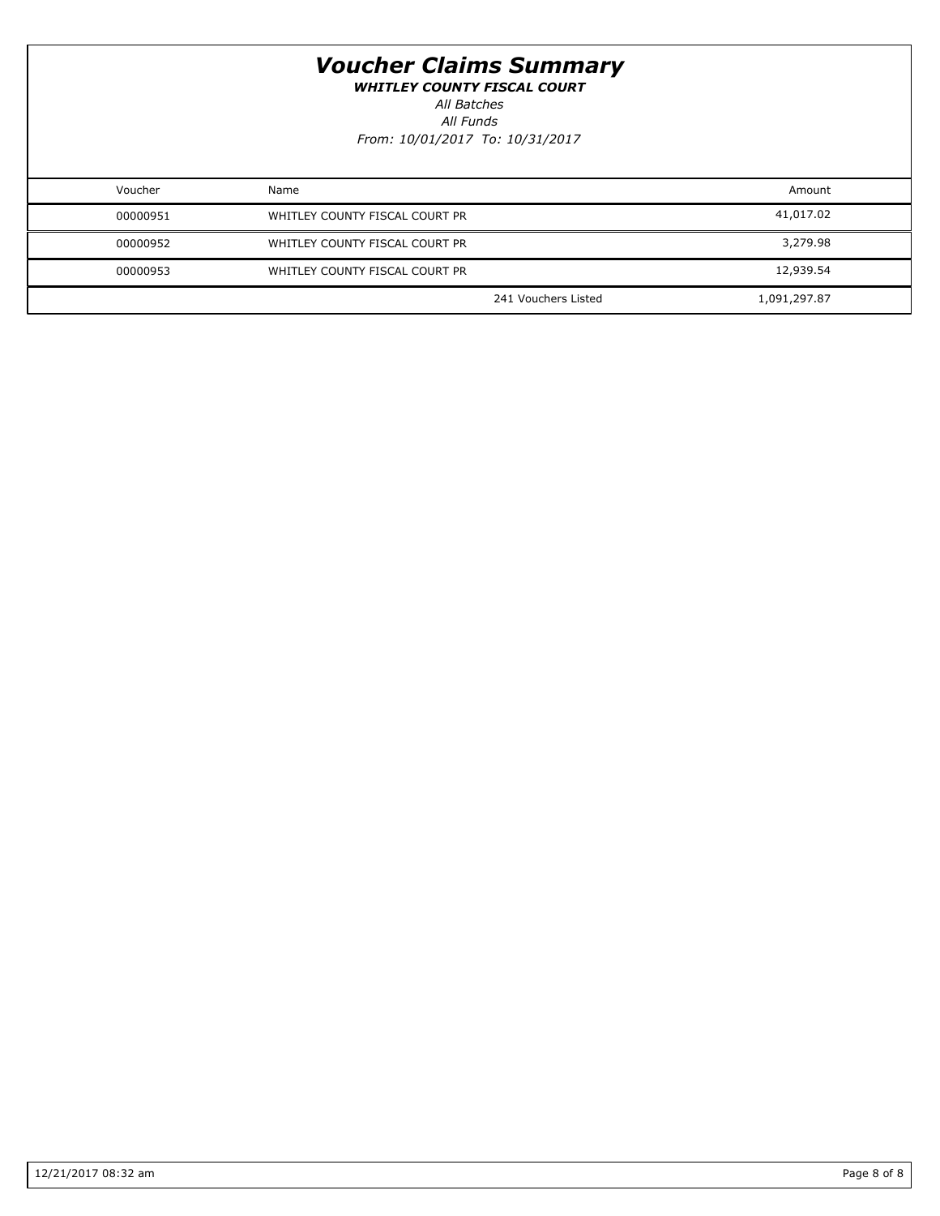# Voucher Claims Summary

***WHITLEY COUNTY FISCAL COURT***

*All Batches*

*All Funds*

*From: 10/01/2017 To: 10/31/2017*

| Voucher | Name | | Amount |
|---|---|---|---|
| 00000951 | WHITLEY COUNTY FISCAL COURT PR | | 41,017.02 |
| 00000952 | WHITLEY COUNTY FISCAL COURT PR | | 3,279.98 |
| 00000953 | WHITLEY COUNTY FISCAL COURT PR | | 12,939.54 |
| | | 241 Vouchers Listed | 1,091,297.87 |

12/21/2017 08:32 am